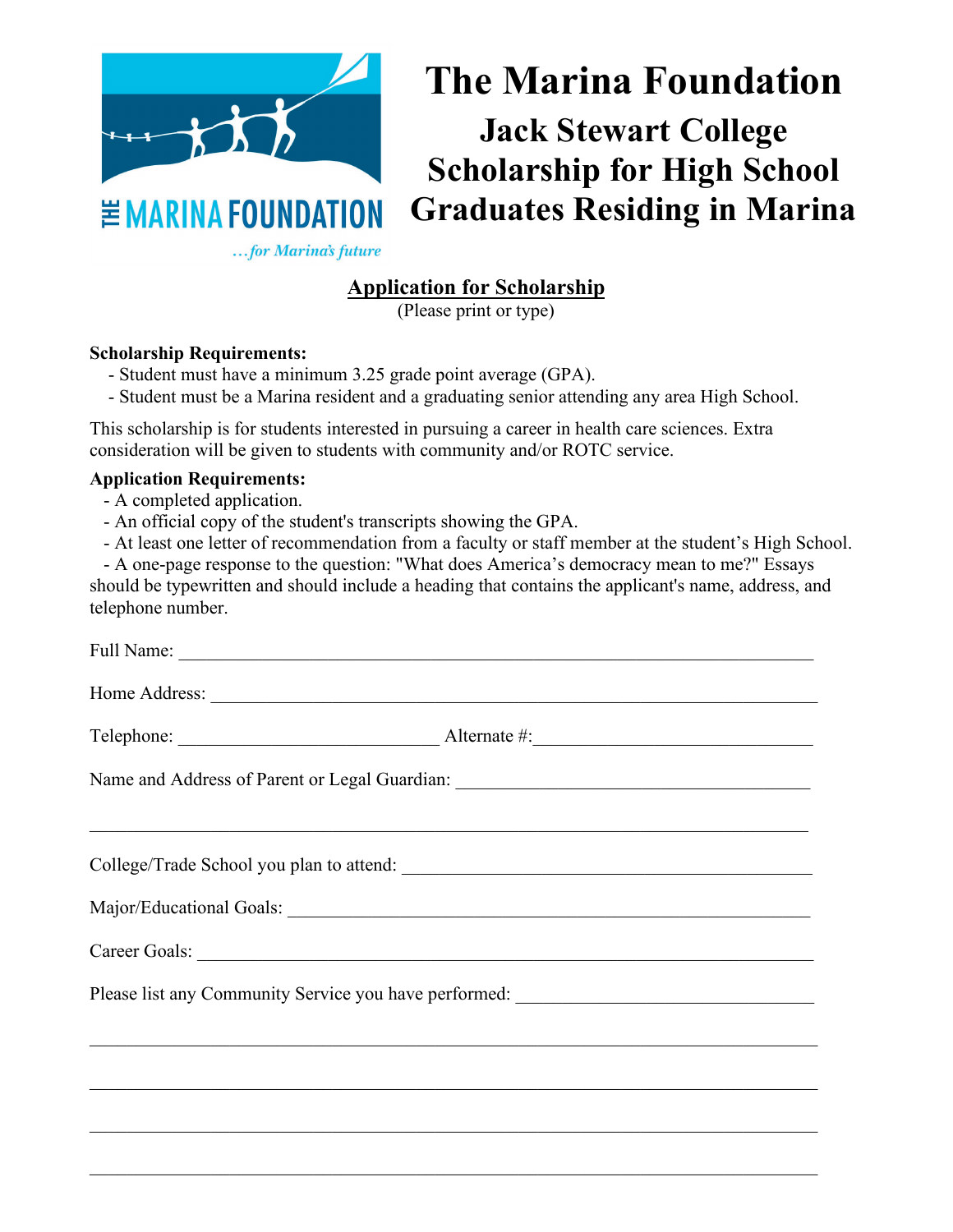THE MARINA FOUNDATION

*…for Marina's future*

# The Marina Foundation

## Jack Stewart College Scholarship for High School Graduates Residing in Marina

**Application for Scholarship**

(Please print or type)

**Scholarship Requirements:**

- Student must have a minimum 3.25 grade point average (GPA).
- Student must be a Marina resident and a graduating senior attending any area High School.

This scholarship is for students interested in pursuing a career in health care sciences. Extra consideration will be given to students with community and/or ROTC service.

**Application Requirements:**

- A completed application.
- An official copy of the student's transcripts showing the GPA.
- At least one letter of recommendation from a faculty or staff member at the student's High School.
- A one-page response to the question: "What does America's democracy mean to me?" Essays should be typewritten and should include a heading that contains the applicant's name, address, and telephone number.

Full Name: ______________________________________________________________

Home Address: ___________________________________________________________

Telephone: ____________________________ Alternate #:______________________________

Name and Address of Parent or Legal Guardian: ______________________________________

___________________________________________________________________________

College/Trade School you plan to attend: ____________________________________________

Major/Educational Goals: ___________________________________________________

Career Goals: _____________________________________________________________

Please list any Community Service you have performed: _______________________________

___________________________________________________________________________

___________________________________________________________________________

___________________________________________________________________________

___________________________________________________________________________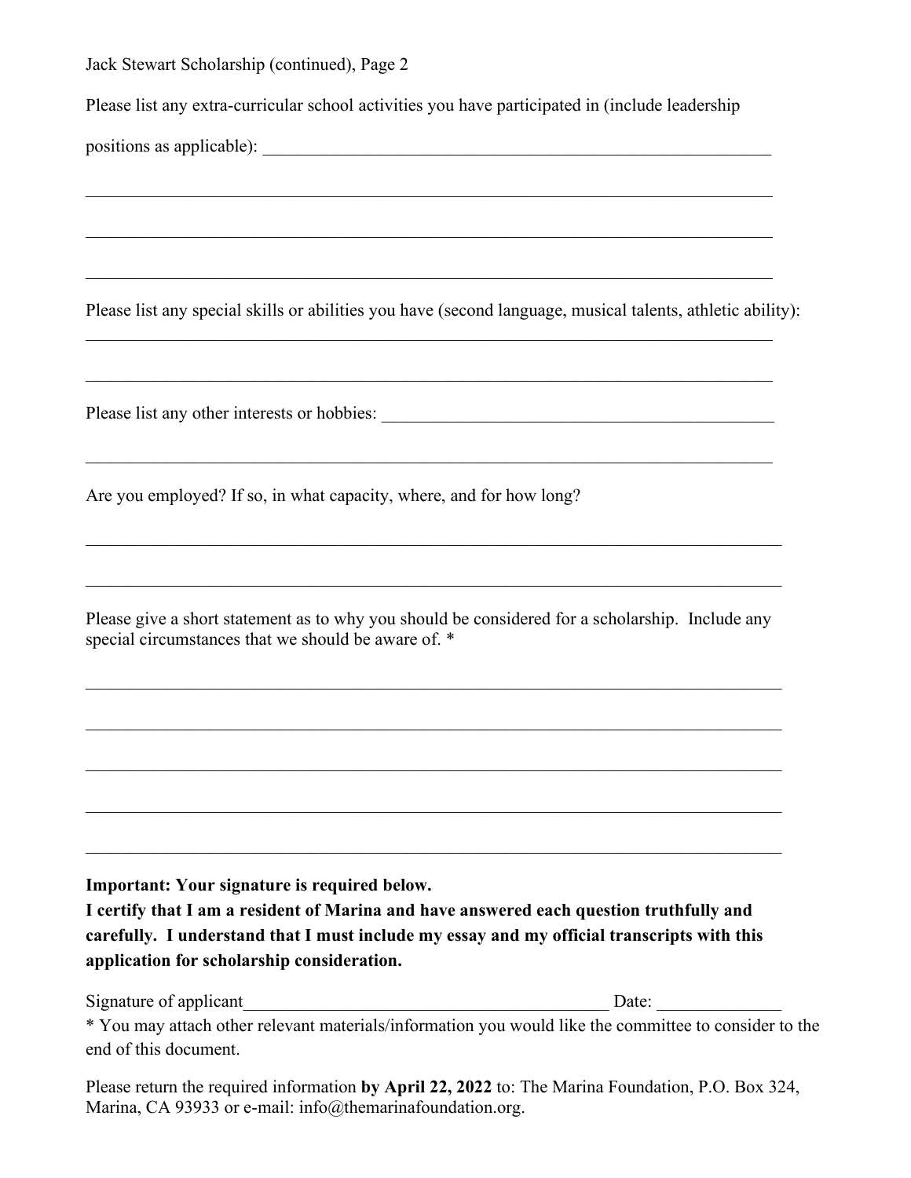Jack Stewart Scholarship (continued), Page 2

Please list any extra-curricular school activities you have participated in (include leadership positions as applicable): ______________________________________________________________

______________________________________________________________________________

______________________________________________________________________________

______________________________________________________________________________

Please list any special skills or abilities you have (second language, musical talents, athletic ability):

______________________________________________________________________________

______________________________________________________________________________

Please list any other interests or hobbies: _______________________________________________

______________________________________________________________________________

Are you employed? If so, in what capacity, where, and for how long?

______________________________________________________________________________

______________________________________________________________________________

Please give a short statement as to why you should be considered for a scholarship. Include any special circumstances that we should be aware of. *

______________________________________________________________________________

______________________________________________________________________________

______________________________________________________________________________

______________________________________________________________________________

______________________________________________________________________________

**Important: Your signature is required below.**
**I certify that I am a resident of Marina and have answered each question truthfully and carefully. I understand that I must include my essay and my official transcripts with this application for scholarship consideration.**

Signature of applicant__________________________________________ Date: ______________

* You may attach other relevant materials/information you would like the committee to consider to the end of this document.

Please return the required information **by April 22, 2022** to: The Marina Foundation, P.O. Box 324, Marina, CA 93933 or e-mail: info@themarinafoundation.org.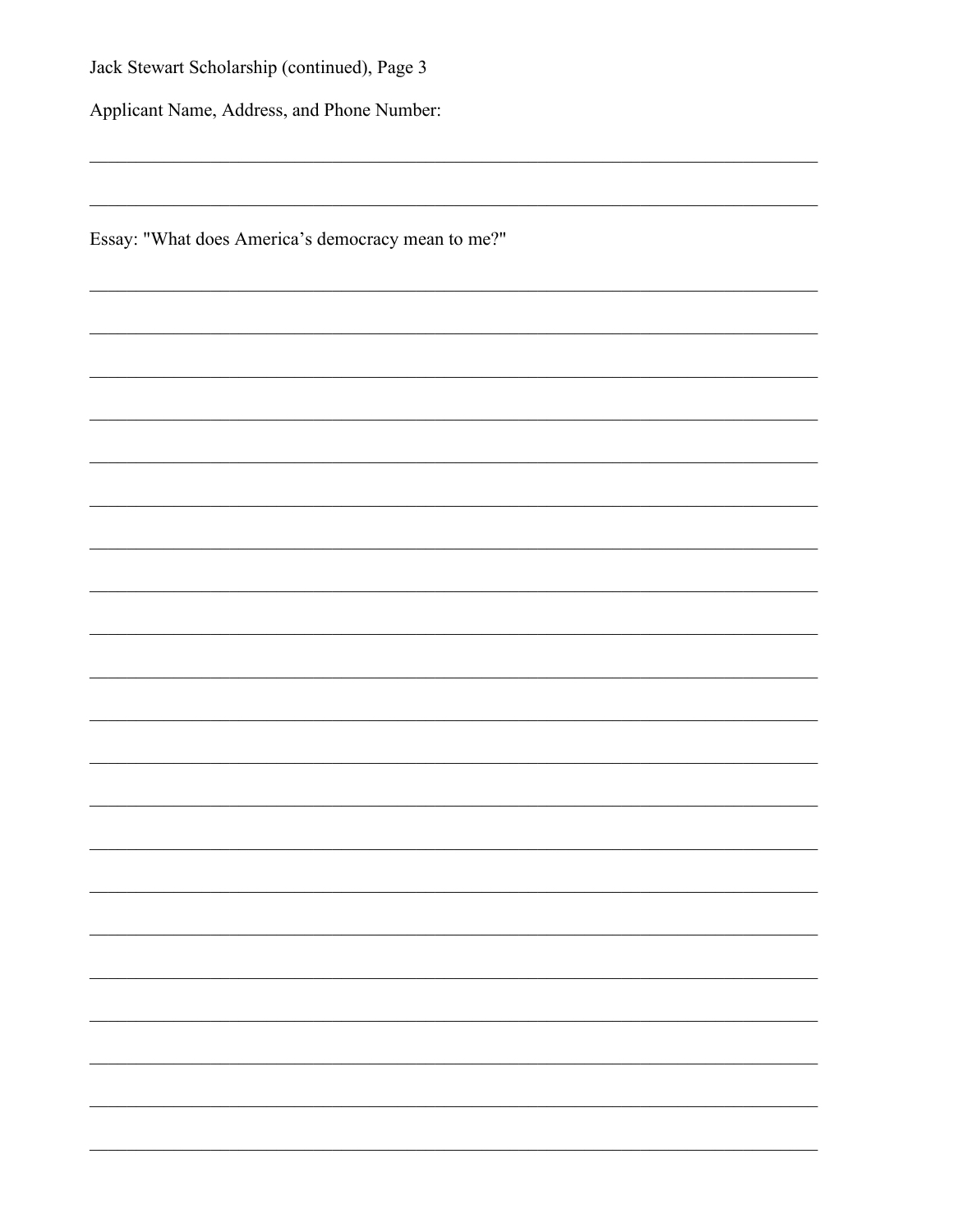Jack Stewart Scholarship (continued), Page 3

Applicant Name, Address, and Phone Number:

\_\_\_\_\_\_\_\_\_\_\_\_\_\_\_\_\_\_\_\_\_\_\_\_\_\_\_\_\_\_\_\_\_\_\_\_\_\_\_\_\_\_\_\_\_\_\_\_\_\_\_\_\_\_\_\_\_\_\_\_\_\_\_\_\_\_\_\_\_\_\_\_\_\_\_\_\_\_

\_\_\_\_\_\_\_\_\_\_\_\_\_\_\_\_\_\_\_\_\_\_\_\_\_\_\_\_\_\_\_\_\_\_\_\_\_\_\_\_\_\_\_\_\_\_\_\_\_\_\_\_\_\_\_\_\_\_\_\_\_\_\_\_\_\_\_\_\_\_\_\_\_\_\_\_\_\_

Essay: "What does America's democracy mean to me?"

\_\_\_\_\_\_\_\_\_\_\_\_\_\_\_\_\_\_\_\_\_\_\_\_\_\_\_\_\_\_\_\_\_\_\_\_\_\_\_\_\_\_\_\_\_\_\_\_\_\_\_\_\_\_\_\_\_\_\_\_\_\_\_\_\_\_\_\_\_\_\_\_\_\_\_\_\_\_

\_\_\_\_\_\_\_\_\_\_\_\_\_\_\_\_\_\_\_\_\_\_\_\_\_\_\_\_\_\_\_\_\_\_\_\_\_\_\_\_\_\_\_\_\_\_\_\_\_\_\_\_\_\_\_\_\_\_\_\_\_\_\_\_\_\_\_\_\_\_\_\_\_\_\_\_\_\_

\_\_\_\_\_\_\_\_\_\_\_\_\_\_\_\_\_\_\_\_\_\_\_\_\_\_\_\_\_\_\_\_\_\_\_\_\_\_\_\_\_\_\_\_\_\_\_\_\_\_\_\_\_\_\_\_\_\_\_\_\_\_\_\_\_\_\_\_\_\_\_\_\_\_\_\_\_\_

\_\_\_\_\_\_\_\_\_\_\_\_\_\_\_\_\_\_\_\_\_\_\_\_\_\_\_\_\_\_\_\_\_\_\_\_\_\_\_\_\_\_\_\_\_\_\_\_\_\_\_\_\_\_\_\_\_\_\_\_\_\_\_\_\_\_\_\_\_\_\_\_\_\_\_\_\_\_

\_\_\_\_\_\_\_\_\_\_\_\_\_\_\_\_\_\_\_\_\_\_\_\_\_\_\_\_\_\_\_\_\_\_\_\_\_\_\_\_\_\_\_\_\_\_\_\_\_\_\_\_\_\_\_\_\_\_\_\_\_\_\_\_\_\_\_\_\_\_\_\_\_\_\_\_\_\_

\_\_\_\_\_\_\_\_\_\_\_\_\_\_\_\_\_\_\_\_\_\_\_\_\_\_\_\_\_\_\_\_\_\_\_\_\_\_\_\_\_\_\_\_\_\_\_\_\_\_\_\_\_\_\_\_\_\_\_\_\_\_\_\_\_\_\_\_\_\_\_\_\_\_\_\_\_\_

\_\_\_\_\_\_\_\_\_\_\_\_\_\_\_\_\_\_\_\_\_\_\_\_\_\_\_\_\_\_\_\_\_\_\_\_\_\_\_\_\_\_\_\_\_\_\_\_\_\_\_\_\_\_\_\_\_\_\_\_\_\_\_\_\_\_\_\_\_\_\_\_\_\_\_\_\_\_

\_\_\_\_\_\_\_\_\_\_\_\_\_\_\_\_\_\_\_\_\_\_\_\_\_\_\_\_\_\_\_\_\_\_\_\_\_\_\_\_\_\_\_\_\_\_\_\_\_\_\_\_\_\_\_\_\_\_\_\_\_\_\_\_\_\_\_\_\_\_\_\_\_\_\_\_\_\_

\_\_\_\_\_\_\_\_\_\_\_\_\_\_\_\_\_\_\_\_\_\_\_\_\_\_\_\_\_\_\_\_\_\_\_\_\_\_\_\_\_\_\_\_\_\_\_\_\_\_\_\_\_\_\_\_\_\_\_\_\_\_\_\_\_\_\_\_\_\_\_\_\_\_\_\_\_\_

\_\_\_\_\_\_\_\_\_\_\_\_\_\_\_\_\_\_\_\_\_\_\_\_\_\_\_\_\_\_\_\_\_\_\_\_\_\_\_\_\_\_\_\_\_\_\_\_\_\_\_\_\_\_\_\_\_\_\_\_\_\_\_\_\_\_\_\_\_\_\_\_\_\_\_\_\_\_

\_\_\_\_\_\_\_\_\_\_\_\_\_\_\_\_\_\_\_\_\_\_\_\_\_\_\_\_\_\_\_\_\_\_\_\_\_\_\_\_\_\_\_\_\_\_\_\_\_\_\_\_\_\_\_\_\_\_\_\_\_\_\_\_\_\_\_\_\_\_\_\_\_\_\_\_\_\_

\_\_\_\_\_\_\_\_\_\_\_\_\_\_\_\_\_\_\_\_\_\_\_\_\_\_\_\_\_\_\_\_\_\_\_\_\_\_\_\_\_\_\_\_\_\_\_\_\_\_\_\_\_\_\_\_\_\_\_\_\_\_\_\_\_\_\_\_\_\_\_\_\_\_\_\_\_\_

\_\_\_\_\_\_\_\_\_\_\_\_\_\_\_\_\_\_\_\_\_\_\_\_\_\_\_\_\_\_\_\_\_\_\_\_\_\_\_\_\_\_\_\_\_\_\_\_\_\_\_\_\_\_\_\_\_\_\_\_\_\_\_\_\_\_\_\_\_\_\_\_\_\_\_\_\_\_

\_\_\_\_\_\_\_\_\_\_\_\_\_\_\_\_\_\_\_\_\_\_\_\_\_\_\_\_\_\_\_\_\_\_\_\_\_\_\_\_\_\_\_\_\_\_\_\_\_\_\_\_\_\_\_\_\_\_\_\_\_\_\_\_\_\_\_\_\_\_\_\_\_\_\_\_\_\_

\_\_\_\_\_\_\_\_\_\_\_\_\_\_\_\_\_\_\_\_\_\_\_\_\_\_\_\_\_\_\_\_\_\_\_\_\_\_\_\_\_\_\_\_\_\_\_\_\_\_\_\_\_\_\_\_\_\_\_\_\_\_\_\_\_\_\_\_\_\_\_\_\_\_\_\_\_\_

\_\_\_\_\_\_\_\_\_\_\_\_\_\_\_\_\_\_\_\_\_\_\_\_\_\_\_\_\_\_\_\_\_\_\_\_\_\_\_\_\_\_\_\_\_\_\_\_\_\_\_\_\_\_\_\_\_\_\_\_\_\_\_\_\_\_\_\_\_\_\_\_\_\_\_\_\_\_

\_\_\_\_\_\_\_\_\_\_\_\_\_\_\_\_\_\_\_\_\_\_\_\_\_\_\_\_\_\_\_\_\_\_\_\_\_\_\_\_\_\_\_\_\_\_\_\_\_\_\_\_\_\_\_\_\_\_\_\_\_\_\_\_\_\_\_\_\_\_\_\_\_\_\_\_\_\_

\_\_\_\_\_\_\_\_\_\_\_\_\_\_\_\_\_\_\_\_\_\_\_\_\_\_\_\_\_\_\_\_\_\_\_\_\_\_\_\_\_\_\_\_\_\_\_\_\_\_\_\_\_\_\_\_\_\_\_\_\_\_\_\_\_\_\_\_\_\_\_\_\_\_\_\_\_\_

\_\_\_\_\_\_\_\_\_\_\_\_\_\_\_\_\_\_\_\_\_\_\_\_\_\_\_\_\_\_\_\_\_\_\_\_\_\_\_\_\_\_\_\_\_\_\_\_\_\_\_\_\_\_\_\_\_\_\_\_\_\_\_\_\_\_\_\_\_\_\_\_\_\_\_\_\_\_

\_\_\_\_\_\_\_\_\_\_\_\_\_\_\_\_\_\_\_\_\_\_\_\_\_\_\_\_\_\_\_\_\_\_\_\_\_\_\_\_\_\_\_\_\_\_\_\_\_\_\_\_\_\_\_\_\_\_\_\_\_\_\_\_\_\_\_\_\_\_\_\_\_\_\_\_\_\_

\_\_\_\_\_\_\_\_\_\_\_\_\_\_\_\_\_\_\_\_\_\_\_\_\_\_\_\_\_\_\_\_\_\_\_\_\_\_\_\_\_\_\_\_\_\_\_\_\_\_\_\_\_\_\_\_\_\_\_\_\_\_\_\_\_\_\_\_\_\_\_\_\_\_\_\_\_\_

\_\_\_\_\_\_\_\_\_\_\_\_\_\_\_\_\_\_\_\_\_\_\_\_\_\_\_\_\_\_\_\_\_\_\_\_\_\_\_\_\_\_\_\_\_\_\_\_\_\_\_\_\_\_\_\_\_\_\_\_\_\_\_\_\_\_\_\_\_\_\_\_\_\_\_\_\_\_